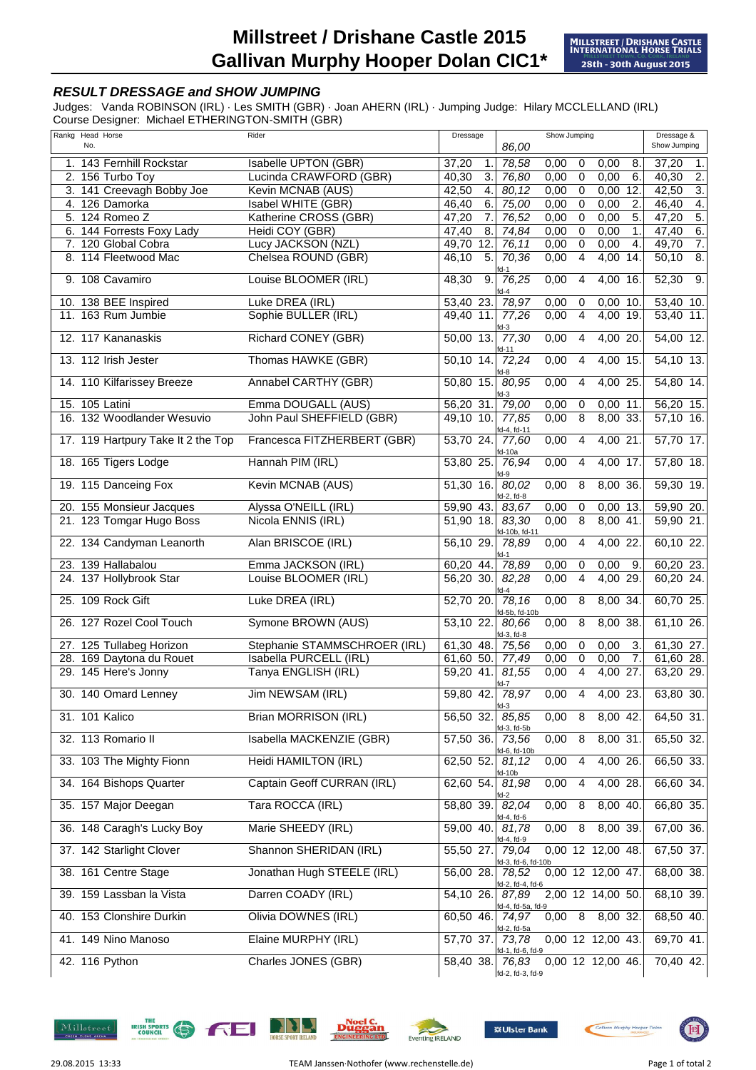# Millstreet / Drishane Castle 2015
# Gallivan Murphy Hooper Dolan CIC1*

MILLSTREET / DRISHANE CASTLE INTERNATIONAL HORSE TRIALS
28th - 30th August 2015

### *RESULT DRESSAGE and SHOW JUMPING*

Judges: Vanda ROBINSON (IRL) · Les SMITH (GBR) · Joan AHERN (IRL) · Jumping Judge: Hilary MCCLELLAND (IRL)
Course Designer: Michael ETHERINGTON-SMITH (GBR)

| Rankg | Head No. | Horse | Rider | Dressage | | Show Jumping 86,00 | | | | | Dressage & Show Jumping | |
|---|---|---|---|---|---|---|---|---|---|---|---|---|
| 1. | 143 | Fernhill Rockstar | Isabelle UPTON (GBR) | 37,20 | 1. | 78,58 | 0,00 | 0 | 0,00 | 8. | 37,20 | 1. |
| 2. | 156 | Turbo Toy | Lucinda CRAWFORD (GBR) | 40,30 | 3. | 76,80 | 0,00 | 0 | 0,00 | 6. | 40,30 | 2. |
| 3. | 141 | Creevagh Bobby Joe | Kevin MCNAB (AUS) | 42,50 | 4. | 80,12 | 0,00 | 0 | 0,00 | 12. | 42,50 | 3. |
| 4. | 126 | Damorka | Isabel WHITE (GBR) | 46,40 | 6. | 75,00 | 0,00 | 0 | 0,00 | 2. | 46,40 | 4. |
| 5. | 124 | Romeo Z | Katherine CROSS (GBR) | 47,20 | 7. | 76,52 | 0,00 | 0 | 0,00 | 5. | 47,20 | 5. |
| 6. | 144 | Forrests Foxy Lady | Heidi COY (GBR) | 47,40 | 8. | 74,84 | 0,00 | 0 | 0,00 | 1. | 47,40 | 6. |
| 7. | 120 | Global Cobra | Lucy JACKSON (NZL) | 49,70 | 12. | 76,11 | 0,00 | 0 | 0,00 | 4. | 49,70 | 7. |
| 8. | 114 | Fleetwood Mac | Chelsea ROUND (GBR) | 46,10 | 5. | 70,36 fd-1 | 0,00 | 4 | 4,00 | 14. | 50,10 | 8. |
| 9. | 108 | Cavamiro | Louise BLOOMER (IRL) | 48,30 | 9. | 76,25 fd-4 | 0,00 | 4 | 4,00 | 16. | 52,30 | 9. |
| 10. | 138 | BEE Inspired | Luke DREA (IRL) | 53,40 | 23. | 78,97 | 0,00 | 0 | 0,00 | 10. | 53,40 | 10. |
| 11. | 163 | Rum Jumbie | Sophie BULLER (IRL) | 49,40 | 11. | 77,26 fd-3 | 0,00 | 4 | 4,00 | 19. | 53,40 | 11. |
| 12. | 117 | Kananaskis | Richard CONEY (GBR) | 50,00 | 13. | 77,30 fd-11 | 0,00 | 4 | 4,00 | 20. | 54,00 | 12. |
| 13. | 112 | Irish Jester | Thomas HAWKE (GBR) | 50,10 | 14. | 72,24 fd-8 | 0,00 | 4 | 4,00 | 15. | 54,10 | 13. |
| 14. | 110 | Kilfarissey Breeze | Annabel CARTHY (GBR) | 50,80 | 15. | 80,95 fd-3 | 0,00 | 4 | 4,00 | 25. | 54,80 | 14. |
| 15. | 105 | Latini | Emma DOUGALL (AUS) | 56,20 | 31. | 79,00 | 0,00 | 0 | 0,00 | 11. | 56,20 | 15. |
| 16. | 132 | Woodlander Wesuvio | John Paul SHEFFIELD (GBR) | 49,10 | 10. | 77,85 fd-4, fd-11 | 0,00 | 8 | 8,00 | 33. | 57,10 | 16. |
| 17. | 119 | Hartpury Take It 2 the Top | Francesca FITZHERBERT (GBR) | 53,70 | 24. | 77,60 fd-10a | 0,00 | 4 | 4,00 | 21. | 57,70 | 17. |
| 18. | 165 | Tigers Lodge | Hannah PIM (IRL) | 53,80 | 25. | 76,94 fd-9 | 0,00 | 4 | 4,00 | 17. | 57,80 | 18. |
| 19. | 115 | Danceing Fox | Kevin MCNAB (AUS) | 51,30 | 16. | 80,02 fd-2, fd-8 | 0,00 | 8 | 8,00 | 36. | 59,30 | 19. |
| 20. | 155 | Monsieur Jacques | Alyssa O'NEILL (IRL) | 59,90 | 43. | 83,67 | 0,00 | 0 | 0,00 | 13. | 59,90 | 20. |
| 21. | 123 | Tomgar Hugo Boss | Nicola ENNIS (IRL) | 51,90 | 18. | 83,30 fd-10b, fd-11 | 0,00 | 8 | 8,00 | 41. | 59,90 | 21. |
| 22. | 134 | Candyman Leanorth | Alan BRISCOE (IRL) | 56,10 | 29. | 78,89 fd-1 | 0,00 | 4 | 4,00 | 22. | 60,10 | 22. |
| 23. | 139 | Hallabalou | Emma JACKSON (IRL) | 60,20 | 44. | 78,89 | 0,00 | 0 | 0,00 | 9. | 60,20 | 23. |
| 24. | 137 | Hollybrook Star | Louise BLOOMER (IRL) | 56,20 | 30. | 82,28 fd-4 | 0,00 | 4 | 4,00 | 29. | 60,20 | 24. |
| 25. | 109 | Rock Gift | Luke DREA (IRL) | 52,70 | 20. | 78,16 fd-5b, fd-10b | 0,00 | 8 | 8,00 | 34. | 60,70 | 25. |
| 26. | 127 | Rozel Cool Touch | Symone BROWN (AUS) | 53,10 | 22. | 80,66 fd-3, fd-8 | 0,00 | 8 | 8,00 | 38. | 61,10 | 26. |
| 27. | 125 | Tullabeg Horizon | Stephanie STAMMSCHROER (IRL) | 61,30 | 48. | 75,56 | 0,00 | 0 | 0,00 | 3. | 61,30 | 27. |
| 28. | 169 | Daytona du Rouet | Isabella PURCELL (IRL) | 61,60 | 50. | 77,49 | 0,00 | 0 | 0,00 | 7. | 61,60 | 28. |
| 29. | 145 | Here's Jonny | Tanya ENGLISH (IRL) | 59,20 | 41. | 81,55 fd-7 | 0,00 | 4 | 4,00 | 27. | 63,20 | 29. |
| 30. | 140 | Omard Lenney | Jim NEWSAM (IRL) | 59,80 | 42. | 78,97 fd-3 | 0,00 | 4 | 4,00 | 23. | 63,80 | 30. |
| 31. | 101 | Kalico | Brian MORRISON (IRL) | 56,50 | 32. | 85,85 fd-3, fd-5b | 0,00 | 8 | 8,00 | 42. | 64,50 | 31. |
| 32. | 113 | Romario II | Isabella MACKENZIE (GBR) | 57,50 | 36. | 73,56 fd-6, fd-10b | 0,00 | 8 | 8,00 | 31. | 65,50 | 32. |
| 33. | 103 | The Mighty Fionn | Heidi HAMILTON (IRL) | 62,50 | 52. | 81,12 fd-10b | 0,00 | 4 | 4,00 | 26. | 66,50 | 33. |
| 34. | 164 | Bishops Quarter | Captain Geoff CURRAN (IRL) | 62,60 | 54. | 81,98 fd-2 | 0,00 | 4 | 4,00 | 28. | 66,60 | 34. |
| 35. | 157 | Major Deegan | Tara ROCCA (IRL) | 58,80 | 39. | 82,04 fd-4, fd-6 | 0,00 | 8 | 8,00 | 40. | 66,80 | 35. |
| 36. | 148 | Caragh's Lucky Boy | Marie SHEEDY (IRL) | 59,00 | 40. | 81,78 fd-4, fd-9 | 0,00 | 8 | 8,00 | 39. | 67,00 | 36. |
| 37. | 142 | Starlight Clover | Shannon SHERIDAN (IRL) | 55,50 | 27. | 79,04 fd-3, fd-6, fd-10b | 0,00 | 12 | 12,00 | 48. | 67,50 | 37. |
| 38. | 161 | Centre Stage | Jonathan Hugh STEELE (IRL) | 56,00 | 28. | 78,52 fd-2, fd-4, fd-6 | 0,00 | 12 | 12,00 | 47. | 68,00 | 38. |
| 39. | 159 | Lassban la Vista | Darren COADY (IRL) | 54,10 | 26. | 87,89 fd-4, fd-5a, fd-9 | 2,00 | 12 | 14,00 | 50. | 68,10 | 39. |
| 40. | 153 | Clonshire Durkin | Olivia DOWNES (IRL) | 60,50 | 46. | 74,97 fd-2, fd-5a | 0,00 | 8 | 8,00 | 32. | 68,50 | 40. |
| 41. | 149 | Nino Manoso | Elaine MURPHY (IRL) | 57,70 | 37. | 73,78 fd-1, fd-6, fd-9 | 0,00 | 12 | 12,00 | 43. | 69,70 | 41. |
| 42. | 116 | Python | Charles JONES (GBR) | 58,40 | 38. | 76,83 fd-2, fd-3, fd-9 | 0,00 | 12 | 12,00 | 46. | 70,40 | 42. |

29.08.2015 13:33 TEAM Janssen·Nothofer (www.rechenstelle.de)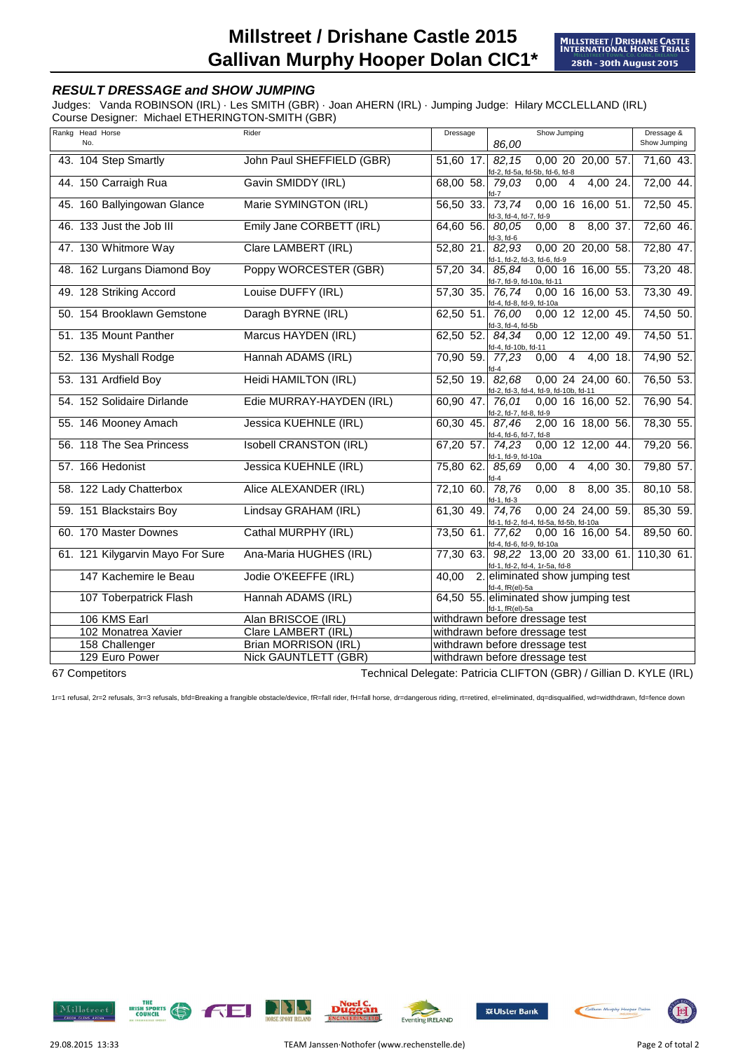# Millstreet / Drishane Castle 2015
# Gallivan Murphy Hooper Dolan CIC1*

MILLSTREET / DRISHANE CASTLE INTERNATIONAL HORSE TRIALS
28th - 30th August 2015

### *RESULT DRESSAGE and SHOW JUMPING*

Judges: Vanda ROBINSON (IRL) · Les SMITH (GBR) · Joan AHERN (IRL) · Jumping Judge: Hilary MCCLELLAND (IRL)
Course Designer: Michael ETHERINGTON-SMITH (GBR)

| Rankg | Head No. | Horse | Rider | Dressage | | Show Jumping 86,00 | | | | | Dressage & Show Jumping | |
|---|---|---|---|---|---|---|---|---|---|---|---|---|
| 43. | 104 | Step Smartly | John Paul SHEFFIELD (GBR) | 51,60 | 17. | 82,15 fd-2, fd-5a, fd-5b, fd-6, fd-8 | 0,00 | 20 | 20,00 | 57. | 71,60 | 43. |
| 44. | 150 | Carraigh Rua | Gavin SMIDDY (IRL) | 68,00 | 58. | 79,03 fd-7 | 0,00 | 4 | 4,00 | 24. | 72,00 | 44. |
| 45. | 160 | Ballyingowan Glance | Marie SYMINGTON (IRL) | 56,50 | 33. | 73,74 fd-3, fd-4, fd-7, fd-9 | 0,00 | 16 | 16,00 | 51. | 72,50 | 45. |
| 46. | 133 | Just the Job III | Emily Jane CORBETT (IRL) | 64,60 | 56. | 80,05 fd-3, fd-6 | 0,00 | 8 | 8,00 | 37. | 72,60 | 46. |
| 47. | 130 | Whitmore Way | Clare LAMBERT (IRL) | 52,80 | 21. | 82,93 fd-1, fd-2, fd-3, fd-6, fd-9 | 0,00 | 20 | 20,00 | 58. | 72,80 | 47. |
| 48. | 162 | Lurgans Diamond Boy | Poppy WORCESTER (GBR) | 57,20 | 34. | 85,84 fd-7, fd-9, fd-10a, fd-11 | 0,00 | 16 | 16,00 | 55. | 73,20 | 48. |
| 49. | 128 | Striking Accord | Louise DUFFY (IRL) | 57,30 | 35. | 76,74 fd-4, fd-8, fd-9, fd-10a | 0,00 | 16 | 16,00 | 53. | 73,30 | 49. |
| 50. | 154 | Brooklawn Gemstone | Daragh BYRNE (IRL) | 62,50 | 51. | 76,00 fd-3, fd-4, fd-5b | 0,00 | 12 | 12,00 | 45. | 74,50 | 50. |
| 51. | 135 | Mount Panther | Marcus HAYDEN (IRL) | 62,50 | 52. | 84,34 fd-4, fd-10b, fd-11 | 0,00 | 12 | 12,00 | 49. | 74,50 | 51. |
| 52. | 136 | Myshall Rodge | Hannah ADAMS (IRL) | 70,90 | 59. | 77,23 fd-4 | 0,00 | 4 | 4,00 | 18. | 74,90 | 52. |
| 53. | 131 | Ardfield Boy | Heidi HAMILTON (IRL) | 52,50 | 19. | 82,68 fd-2, fd-3, fd-4, fd-9, fd-10b, fd-11 | 0,00 | 24 | 24,00 | 60. | 76,50 | 53. |
| 54. | 152 | Solidaire Dirlande | Edie MURRAY-HAYDEN (IRL) | 60,90 | 47. | 76,01 fd-2, fd-7, fd-8, fd-9 | 0,00 | 16 | 16,00 | 52. | 76,90 | 54. |
| 55. | 146 | Mooney Amach | Jessica KUEHNLE (IRL) | 60,30 | 45. | 87,46 fd-4, fd-6, fd-7, fd-8 | 2,00 | 16 | 18,00 | 56. | 78,30 | 55. |
| 56. | 118 | The Sea Princess | Isobell CRANSTON (IRL) | 67,20 | 57. | 74,23 fd-1, fd-9, fd-10a | 0,00 | 12 | 12,00 | 44. | 79,20 | 56. |
| 57. | 166 | Hedonist | Jessica KUEHNLE (IRL) | 75,80 | 62. | 85,69 fd-4 | 0,00 | 4 | 4,00 | 30. | 79,80 | 57. |
| 58. | 122 | Lady Chatterbox | Alice ALEXANDER (IRL) | 72,10 | 60. | 78,76 fd-1, fd-3 | 0,00 | 8 | 8,00 | 35. | 80,10 | 58. |
| 59. | 151 | Blackstairs Boy | Lindsay GRAHAM (IRL) | 61,30 | 49. | 74,76 fd-1, fd-2, fd-4, fd-5a, fd-5b, fd-10a | 0,00 | 24 | 24,00 | 59. | 85,30 | 59. |
| 60. | 170 | Master Downes | Cathal MURPHY (IRL) | 73,50 | 61. | 77,62 fd-4, fd-6, fd-9, fd-10a | 0,00 | 16 | 16,00 | 54. | 89,50 | 60. |
| 61. | 121 | Kilygarvin Mayo For Sure | Ana-Maria HUGHES (IRL) | 77,30 | 63. | 98,22 fd-1, fd-2, fd-4, 1r-5a, fd-8 | 13,00 | 20 | 33,00 | 61. | 110,30 | 61. |
| | 147 | Kachemire le Beau | Jodie O'KEEFFE (IRL) | 40,00 | 2. | eliminated show jumping test fd-4, fR(el)-5a | | | | | | |
| | 107 | Toberpatrick Flash | Hannah ADAMS (IRL) | 64,50 | 55. | eliminated show jumping test fd-1, fR(el)-5a | | | | | | |
| | 106 | KMS Earl | Alan BRISCOE (IRL) | withdrawn before dressage test | | | | | | | | |
| | 102 | Monatrea Xavier | Clare LAMBERT (IRL) | withdrawn before dressage test | | | | | | | | |
| | 158 | Challenger | Brian MORRISON (IRL) | withdrawn before dressage test | | | | | | | | |
| | 129 | Euro Power | Nick GAUNTLETT (GBR) | withdrawn before dressage test | | | | | | | | |

67 Competitors

Technical Delegate: Patricia CLIFTON (GBR) / Gillian D. KYLE (IRL)

1r=1 refusal, 2r=2 refusals, 3r=3 refusals, bfd=Breaking a frangible obstacle/device, fR=fall rider, fH=fall horse, dr=dangerous riding, rt=retired, el=eliminated, dq=disqualified, wd=widthdrawn, fd=fence down

29.08.2015 13:33 TEAM Janssen·Nothofer (www.rechenstelle.de)